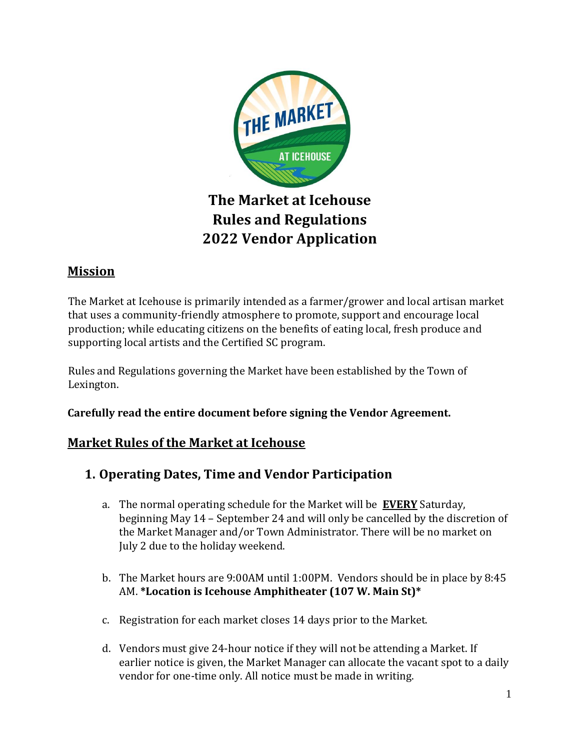# The Market at Icehouse
# Rules and Regulations
# 2022 Vendor Application

## Mission

The Market at Icehouse is primarily intended as a farmer/grower and local artisan market that uses a community-friendly atmosphere to promote, support and encourage local production; while educating citizens on the benefits of eating local, fresh produce and supporting local artists and the Certified SC program.

Rules and Regulations governing the Market have been established by the Town of Lexington.

**Carefully read the entire document before signing the Vendor Agreement.**

## Market Rules of the Market at Icehouse

### 1. Operating Dates, Time and Vendor Participation

a. The normal operating schedule for the Market will be **EVERY** Saturday, beginning May 14 – September 24 and will only be cancelled by the discretion of the Market Manager and/or Town Administrator. There will be no market on July 2 due to the holiday weekend.

b. The Market hours are 9:00AM until 1:00PM. Vendors should be in place by 8:45 AM. ***Location is Icehouse Amphitheater (107 W. Main St)***

c. Registration for each market closes 14 days prior to the Market.

d. Vendors must give 24-hour notice if they will not be attending a Market. If earlier notice is given, the Market Manager can allocate the vacant spot to a daily vendor for one-time only. All notice must be made in writing.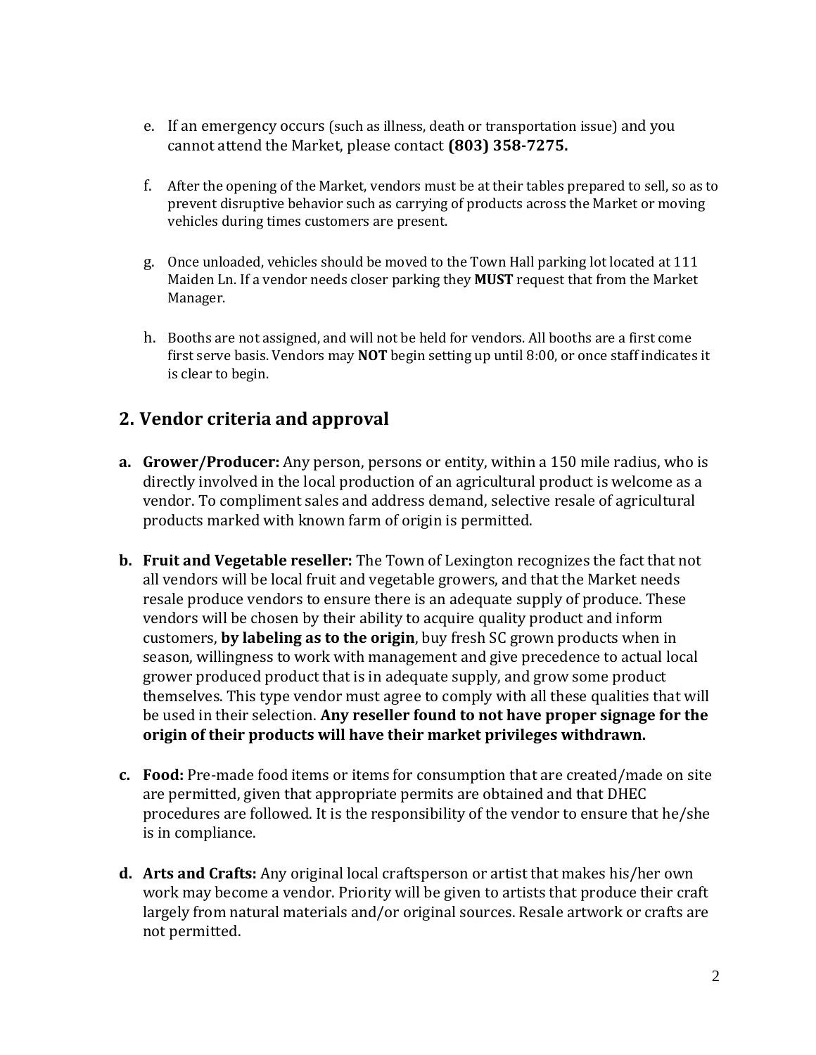e. If an emergency occurs (such as illness, death or transportation issue) and you cannot attend the Market, please contact **(803) 358-7275.**

f. After the opening of the Market, vendors must be at their tables prepared to sell, so as to prevent disruptive behavior such as carrying of products across the Market or moving vehicles during times customers are present.

g. Once unloaded, vehicles should be moved to the Town Hall parking lot located at 111 Maiden Ln. If a vendor needs closer parking they **MUST** request that from the Market Manager.

h. Booths are not assigned, and will not be held for vendors. All booths are a first come first serve basis. Vendors may **NOT** begin setting up until 8:00, or once staff indicates it is clear to begin.

## 2. Vendor criteria and approval

**a. Grower/Producer:** Any person, persons or entity, within a 150 mile radius, who is directly involved in the local production of an agricultural product is welcome as a vendor. To compliment sales and address demand, selective resale of agricultural products marked with known farm of origin is permitted.

**b. Fruit and Vegetable reseller:** The Town of Lexington recognizes the fact that not all vendors will be local fruit and vegetable growers, and that the Market needs resale produce vendors to ensure there is an adequate supply of produce. These vendors will be chosen by their ability to acquire quality product and inform customers, **by labeling as to the origin**, buy fresh SC grown products when in season, willingness to work with management and give precedence to actual local grower produced product that is in adequate supply, and grow some product themselves. This type vendor must agree to comply with all these qualities that will be used in their selection. **Any reseller found to not have proper signage for the origin of their products will have their market privileges withdrawn.**

**c. Food:** Pre-made food items or items for consumption that are created/made on site are permitted, given that appropriate permits are obtained and that DHEC procedures are followed. It is the responsibility of the vendor to ensure that he/she is in compliance.

**d. Arts and Crafts:** Any original local craftsperson or artist that makes his/her own work may become a vendor. Priority will be given to artists that produce their craft largely from natural materials and/or original sources. Resale artwork or crafts are not permitted.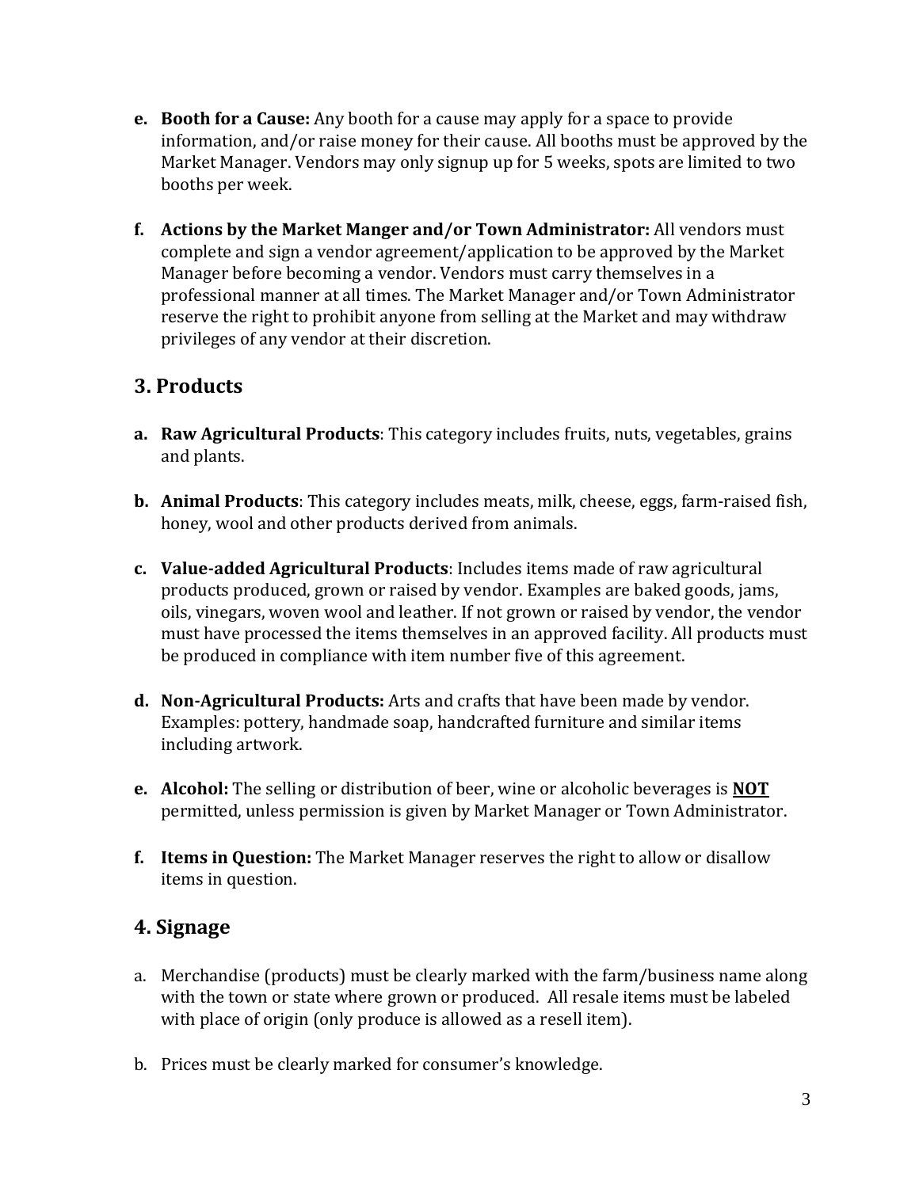**e. Booth for a Cause:** Any booth for a cause may apply for a space to provide information, and/or raise money for their cause. All booths must be approved by the Market Manager. Vendors may only signup up for 5 weeks, spots are limited to two booths per week.

**f. Actions by the Market Manger and/or Town Administrator:** All vendors must complete and sign a vendor agreement/application to be approved by the Market Manager before becoming a vendor. Vendors must carry themselves in a professional manner at all times. The Market Manager and/or Town Administrator reserve the right to prohibit anyone from selling at the Market and may withdraw privileges of any vendor at their discretion.

## 3. Products

**a. Raw Agricultural Products**: This category includes fruits, nuts, vegetables, grains and plants.

**b. Animal Products**: This category includes meats, milk, cheese, eggs, farm-raised fish, honey, wool and other products derived from animals.

**c. Value-added Agricultural Products**: Includes items made of raw agricultural products produced, grown or raised by vendor. Examples are baked goods, jams, oils, vinegars, woven wool and leather. If not grown or raised by vendor, the vendor must have processed the items themselves in an approved facility. All products must be produced in compliance with item number five of this agreement.

**d. Non-Agricultural Products:** Arts and crafts that have been made by vendor. Examples: pottery, handmade soap, handcrafted furniture and similar items including artwork.

**e. Alcohol:** The selling or distribution of beer, wine or alcoholic beverages is **<u>NOT</u>** permitted, unless permission is given by Market Manager or Town Administrator.

**f. Items in Question:** The Market Manager reserves the right to allow or disallow items in question.

## 4. Signage

a. Merchandise (products) must be clearly marked with the farm/business name along with the town or state where grown or produced. All resale items must be labeled with place of origin (only produce is allowed as a resell item).

b. Prices must be clearly marked for consumer's knowledge.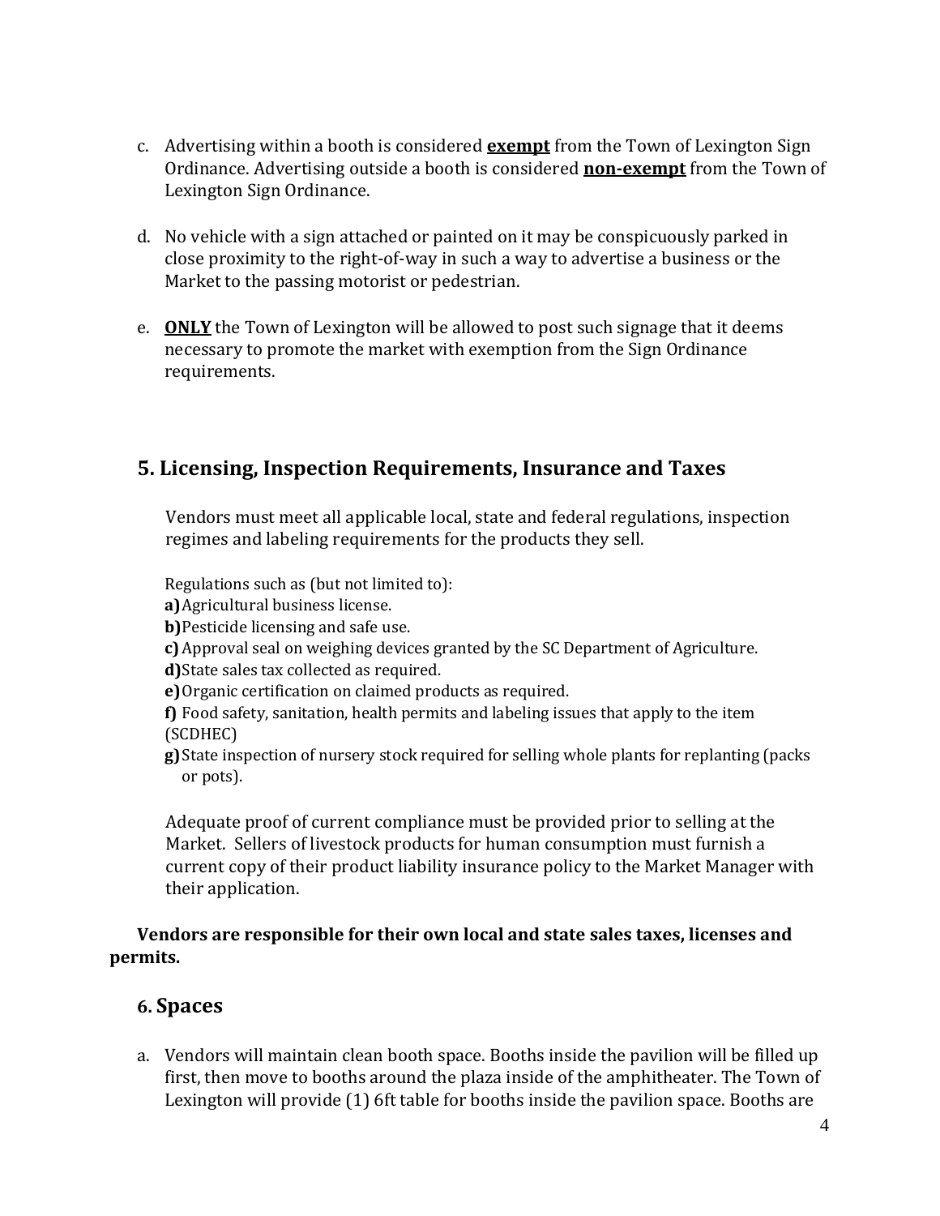c. Advertising within a booth is considered **exempt** from the Town of Lexington Sign Ordinance. Advertising outside a booth is considered **non-exempt** from the Town of Lexington Sign Ordinance.

d. No vehicle with a sign attached or painted on it may be conspicuously parked in close proximity to the right-of-way in such a way to advertise a business or the Market to the passing motorist or pedestrian.

e. **ONLY** the Town of Lexington will be allowed to post such signage that it deems necessary to promote the market with exemption from the Sign Ordinance requirements.

## 5. Licensing, Inspection Requirements, Insurance and Taxes

Vendors must meet all applicable local, state and federal regulations, inspection regimes and labeling requirements for the products they sell.

Regulations such as (but not limited to):

**a)** Agricultural business license.

**b)** Pesticide licensing and safe use.

**c)** Approval seal on weighing devices granted by the SC Department of Agriculture.

**d)** State sales tax collected as required.

**e)** Organic certification on claimed products as required.

**f)** Food safety, sanitation, health permits and labeling issues that apply to the item (SCDHEC)

**g)** State inspection of nursery stock required for selling whole plants for replanting (packs or pots).

Adequate proof of current compliance must be provided prior to selling at the Market. Sellers of livestock products for human consumption must furnish a current copy of their product liability insurance policy to the Market Manager with their application.

**Vendors are responsible for their own local and state sales taxes, licenses and permits.**

## 6. Spaces

a. Vendors will maintain clean booth space. Booths inside the pavilion will be filled up first, then move to booths around the plaza inside of the amphitheater. The Town of Lexington will provide (1) 6ft table for booths inside the pavilion space. Booths are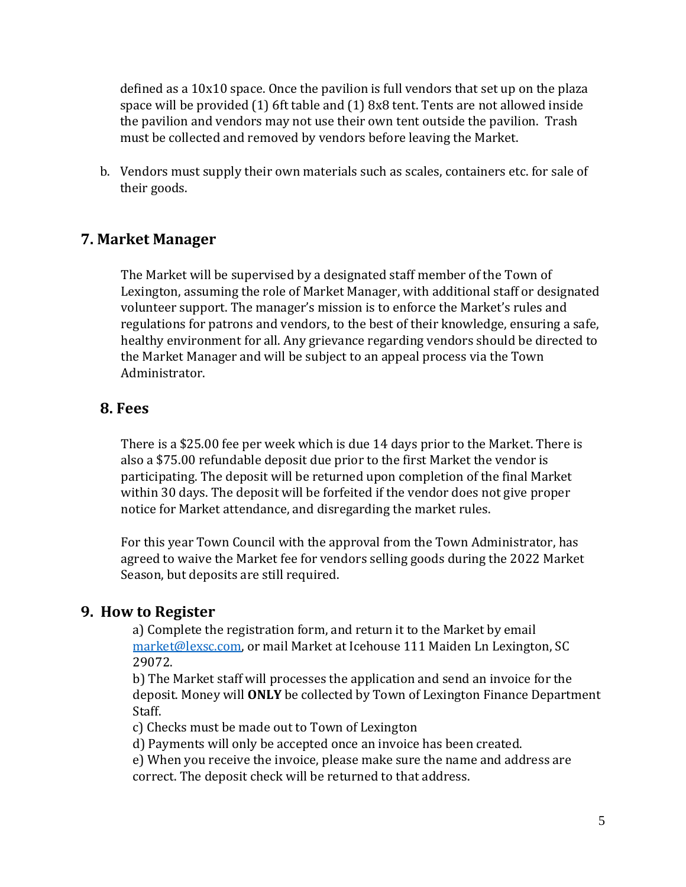defined as a 10x10 space. Once the pavilion is full vendors that set up on the plaza space will be provided (1) 6ft table and (1) 8x8 tent. Tents are not allowed inside the pavilion and vendors may not use their own tent outside the pavilion. Trash must be collected and removed by vendors before leaving the Market.

b. Vendors must supply their own materials such as scales, containers etc. for sale of their goods.

## 7. Market Manager

The Market will be supervised by a designated staff member of the Town of Lexington, assuming the role of Market Manager, with additional staff or designated volunteer support. The manager's mission is to enforce the Market's rules and regulations for patrons and vendors, to the best of their knowledge, ensuring a safe, healthy environment for all. Any grievance regarding vendors should be directed to the Market Manager and will be subject to an appeal process via the Town Administrator.

## 8. Fees

There is a $25.00 fee per week which is due 14 days prior to the Market. There is also a $75.00 refundable deposit due prior to the first Market the vendor is participating. The deposit will be returned upon completion of the final Market within 30 days. The deposit will be forfeited if the vendor does not give proper notice for Market attendance, and disregarding the market rules.

For this year Town Council with the approval from the Town Administrator, has agreed to waive the Market fee for vendors selling goods during the 2022 Market Season, but deposits are still required.

## 9. How to Register

a) Complete the registration form, and return it to the Market by email market@lexsc.com, or mail Market at Icehouse 111 Maiden Ln Lexington, SC 29072.
b) The Market staff will processes the application and send an invoice for the deposit. Money will **ONLY** be collected by Town of Lexington Finance Department Staff.
c) Checks must be made out to Town of Lexington
d) Payments will only be accepted once an invoice has been created.
e) When you receive the invoice, please make sure the name and address are correct. The deposit check will be returned to that address.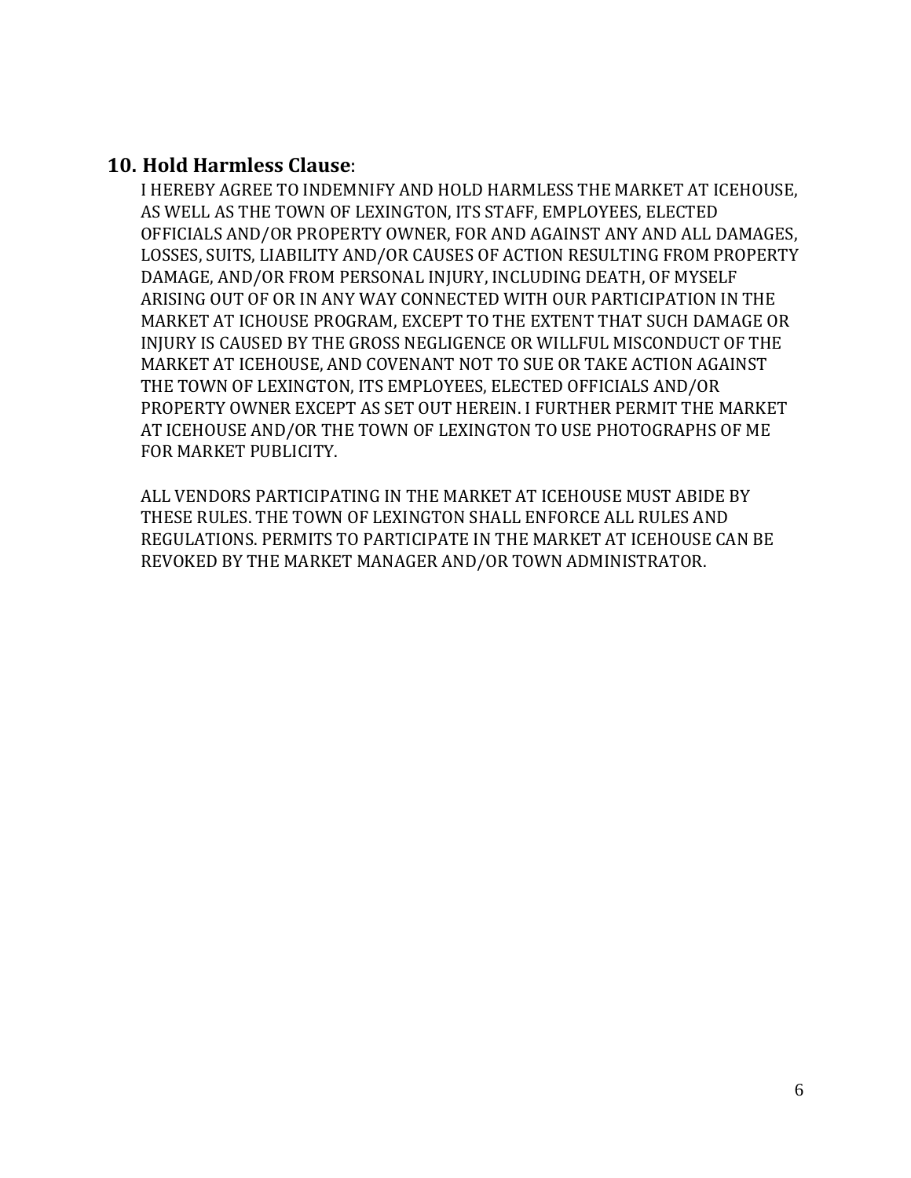## 10. Hold Harmless Clause:

I HEREBY AGREE TO INDEMNIFY AND HOLD HARMLESS THE MARKET AT ICEHOUSE, AS WELL AS THE TOWN OF LEXINGTON, ITS STAFF, EMPLOYEES, ELECTED OFFICIALS AND/OR PROPERTY OWNER, FOR AND AGAINST ANY AND ALL DAMAGES, LOSSES, SUITS, LIABILITY AND/OR CAUSES OF ACTION RESULTING FROM PROPERTY DAMAGE, AND/OR FROM PERSONAL INJURY, INCLUDING DEATH, OF MYSELF ARISING OUT OF OR IN ANY WAY CONNECTED WITH OUR PARTICIPATION IN THE MARKET AT ICHOUSE PROGRAM, EXCEPT TO THE EXTENT THAT SUCH DAMAGE OR INJURY IS CAUSED BY THE GROSS NEGLIGENCE OR WILLFUL MISCONDUCT OF THE MARKET AT ICEHOUSE, AND COVENANT NOT TO SUE OR TAKE ACTION AGAINST THE TOWN OF LEXINGTON, ITS EMPLOYEES, ELECTED OFFICIALS AND/OR PROPERTY OWNER EXCEPT AS SET OUT HEREIN. I FURTHER PERMIT THE MARKET AT ICEHOUSE AND/OR THE TOWN OF LEXINGTON TO USE PHOTOGRAPHS OF ME FOR MARKET PUBLICITY.

ALL VENDORS PARTICIPATING IN THE MARKET AT ICEHOUSE MUST ABIDE BY THESE RULES. THE TOWN OF LEXINGTON SHALL ENFORCE ALL RULES AND REGULATIONS. PERMITS TO PARTICIPATE IN THE MARKET AT ICEHOUSE CAN BE REVOKED BY THE MARKET MANAGER AND/OR TOWN ADMINISTRATOR.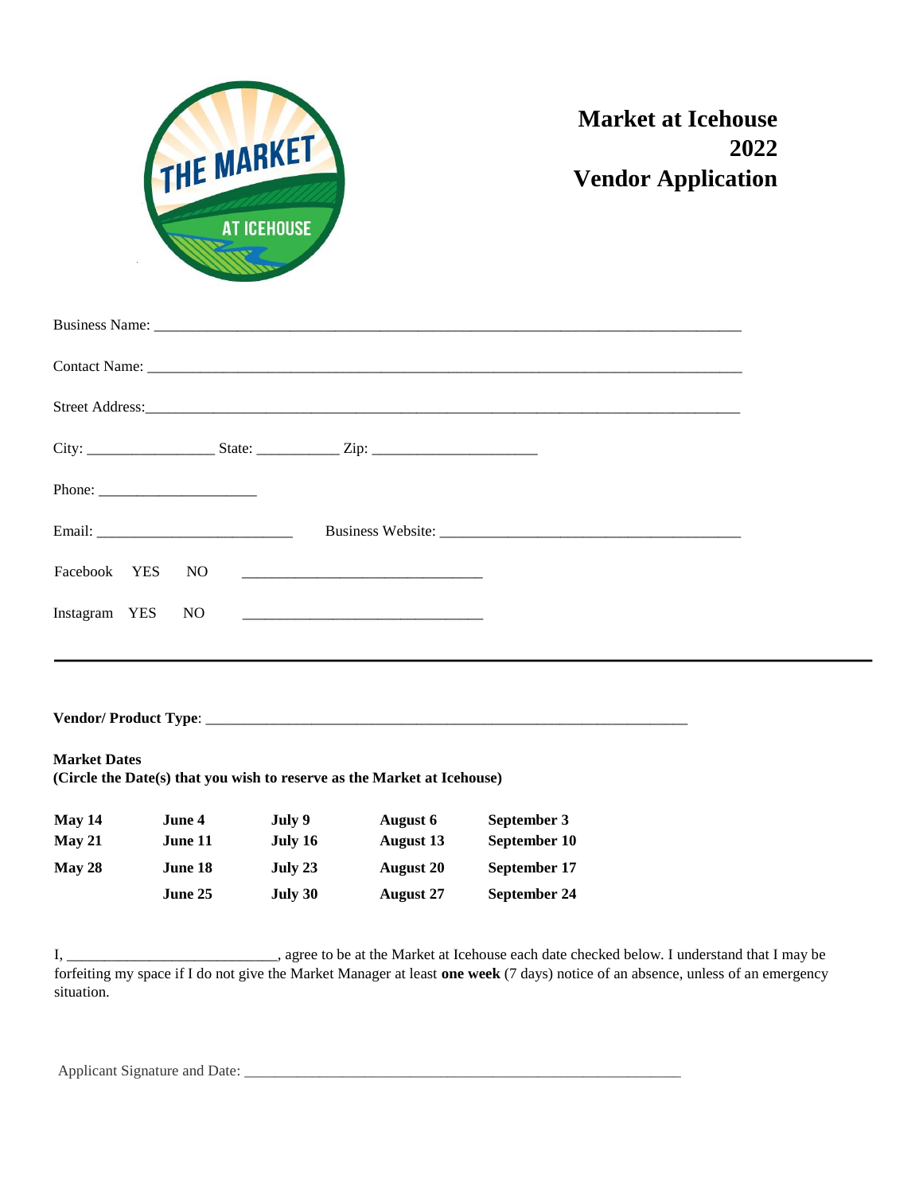# Market at Icehouse 2022 Vendor Application

Business Name: ______________________________________________________________________________

Contact Name: ______________________________________________________________________________

Street Address:______________________________________________________________________________

City: _________________ State: ___________ Zip: ______________________

Phone: _____________________

Email: __________________________ Business Website: ________________________________________

Facebook YES NO ________________________________

Instagram YES NO ________________________________

---

**Vendor/ Product Type**: _________________________________________________________________

**Market Dates**
**(Circle the Date(s) that you wish to reserve as the Market at Icehouse)**

| | | | | |
|---|---|---|---|---|
| **May 14** | **June 4** | **July 9** | **August 6** | **September 3** |
| **May 21** | **June 11** | **July 16** | **August 13** | **September 10** |
| **May 28** | **June 18** | **July 23** | **August 20** | **September 17** |
| | **June 25** | **July 30** | **August 27** | **September 24** |

I, ____________________________, agree to be at the Market at Icehouse each date checked below. I understand that I may be forfeiting my space if I do not give the Market Manager at least **one week** (7 days) notice of an absence, unless of an emergency situation.

Applicant Signature and Date: ___________________________________________________________